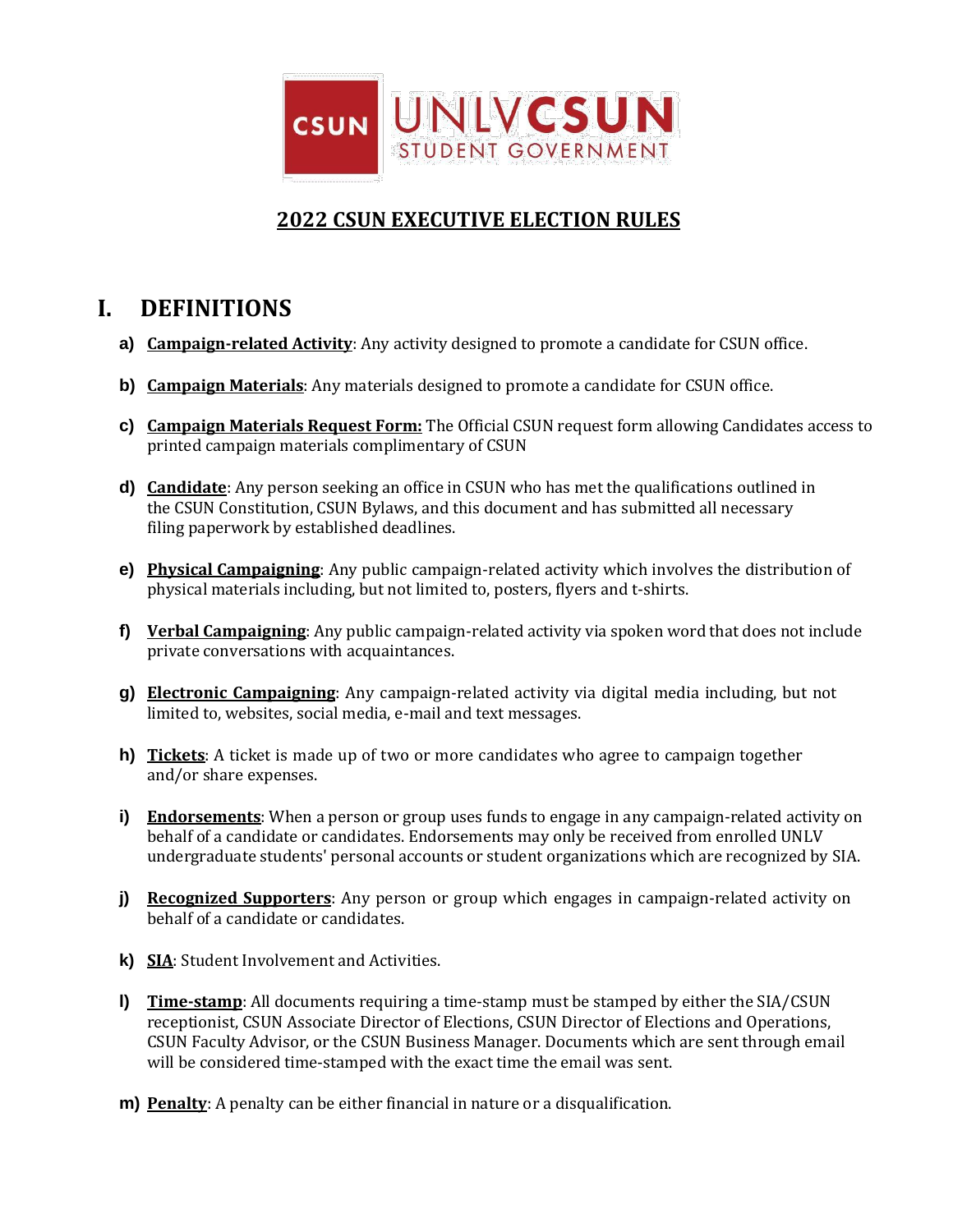# 2022 CSUN EXECUTIVE ELECTION RULES

## I. DEFINITIONS

a) **Campaign-related Activity**: Any activity designed to promote a candidate for CSUN office.

b) **Campaign Materials**: Any materials designed to promote a candidate for CSUN office.

c) **Campaign Materials Request Form:** The Official CSUN request form allowing Candidates access to printed campaign materials complimentary of CSUN

d) **Candidate**: Any person seeking an office in CSUN who has met the qualifications outlined in the CSUN Constitution, CSUN Bylaws, and this document and has submitted all necessary filing paperwork by established deadlines.

e) **Physical Campaigning**: Any public campaign-related activity which involves the distribution of physical materials including, but not limited to, posters, flyers and t-shirts.

f) **Verbal Campaigning**: Any public campaign-related activity via spoken word that does not include private conversations with acquaintances.

g) **Electronic Campaigning**: Any campaign-related activity via digital media including, but not limited to, websites, social media, e-mail and text messages.

h) **Tickets**: A ticket is made up of two or more candidates who agree to campaign together and/or share expenses.

i) **Endorsements**: When a person or group uses funds to engage in any campaign-related activity on behalf of a candidate or candidates. Endorsements may only be received from enrolled UNLV undergraduate students' personal accounts or student organizations which are recognized by SIA.

j) **Recognized Supporters**: Any person or group which engages in campaign-related activity on behalf of a candidate or candidates.

k) **SIA**: Student Involvement and Activities.

l) **Time-stamp**: All documents requiring a time-stamp must be stamped by either the SIA/CSUN receptionist, CSUN Associate Director of Elections, CSUN Director of Elections and Operations, CSUN Faculty Advisor, or the CSUN Business Manager. Documents which are sent through email will be considered time-stamped with the exact time the email was sent.

m) **Penalty**: A penalty can be either financial in nature or a disqualification.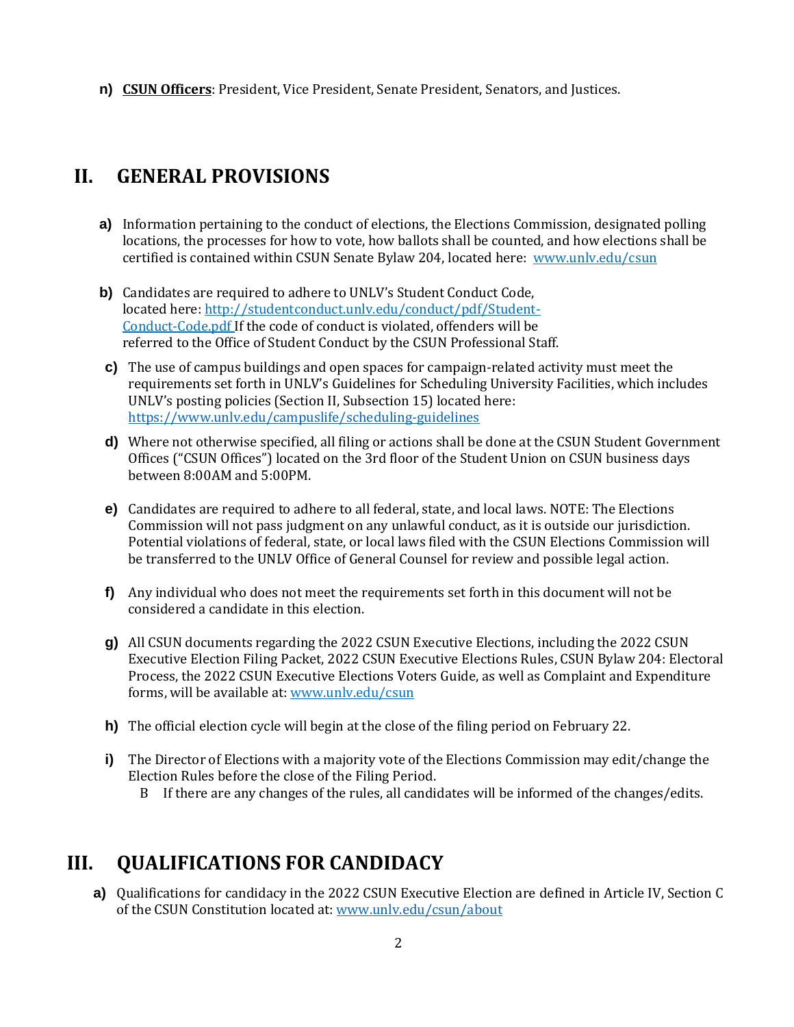n) **CSUN Officers**: President, Vice President, Senate President, Senators, and Justices.

## II. GENERAL PROVISIONS

a) Information pertaining to the conduct of elections, the Elections Commission, designated polling locations, the processes for how to vote, how ballots shall be counted, and how elections shall be certified is contained within CSUN Senate Bylaw 204, located here: [www.unlv.edu/csun](www.unlv.edu/csun)

b) Candidates are required to adhere to UNLV's Student Conduct Code, located here: [http://studentconduct.unlv.edu/conduct/pdf/Student-Conduct-Code.pdf](http://studentconduct.unlv.edu/conduct/pdf/Student-Conduct-Code.pdf) If the code of conduct is violated, offenders will be referred to the Office of Student Conduct by the CSUN Professional Staff.

c) The use of campus buildings and open spaces for campaign-related activity must meet the requirements set forth in UNLV's Guidelines for Scheduling University Facilities, which includes UNLV's posting policies (Section II, Subsection 15) located here: [https://www.unlv.edu/campuslife/scheduling-guidelines](https://www.unlv.edu/campuslife/scheduling-guidelines)

d) Where not otherwise specified, all filing or actions shall be done at the CSUN Student Government Offices ("CSUN Offices") located on the 3rd floor of the Student Union on CSUN business days between 8:00AM and 5:00PM.

e) Candidates are required to adhere to all federal, state, and local laws. NOTE: The Elections Commission will not pass judgment on any unlawful conduct, as it is outside our jurisdiction. Potential violations of federal, state, or local laws filed with the CSUN Elections Commission will be transferred to the UNLV Office of General Counsel for review and possible legal action.

f) Any individual who does not meet the requirements set forth in this document will not be considered a candidate in this election.

g) All CSUN documents regarding the 2022 CSUN Executive Elections, including the 2022 CSUN Executive Election Filing Packet, 2022 CSUN Executive Elections Rules, CSUN Bylaw 204: Electoral Process, the 2022 CSUN Executive Elections Voters Guide, as well as Complaint and Expenditure forms, will be available at: [www.unlv.edu/csun](www.unlv.edu/csun)

h) The official election cycle will begin at the close of the filing period on February 22.

i) The Director of Elections with a majority vote of the Elections Commission may edit/change the Election Rules before the close of the Filing Period.
   - B If there are any changes of the rules, all candidates will be informed of the changes/edits.

## III. QUALIFICATIONS FOR CANDIDACY

a) Qualifications for candidacy in the 2022 CSUN Executive Election are defined in Article IV, Section C of the CSUN Constitution located at: [www.unlv.edu/csun/about](www.unlv.edu/csun/about)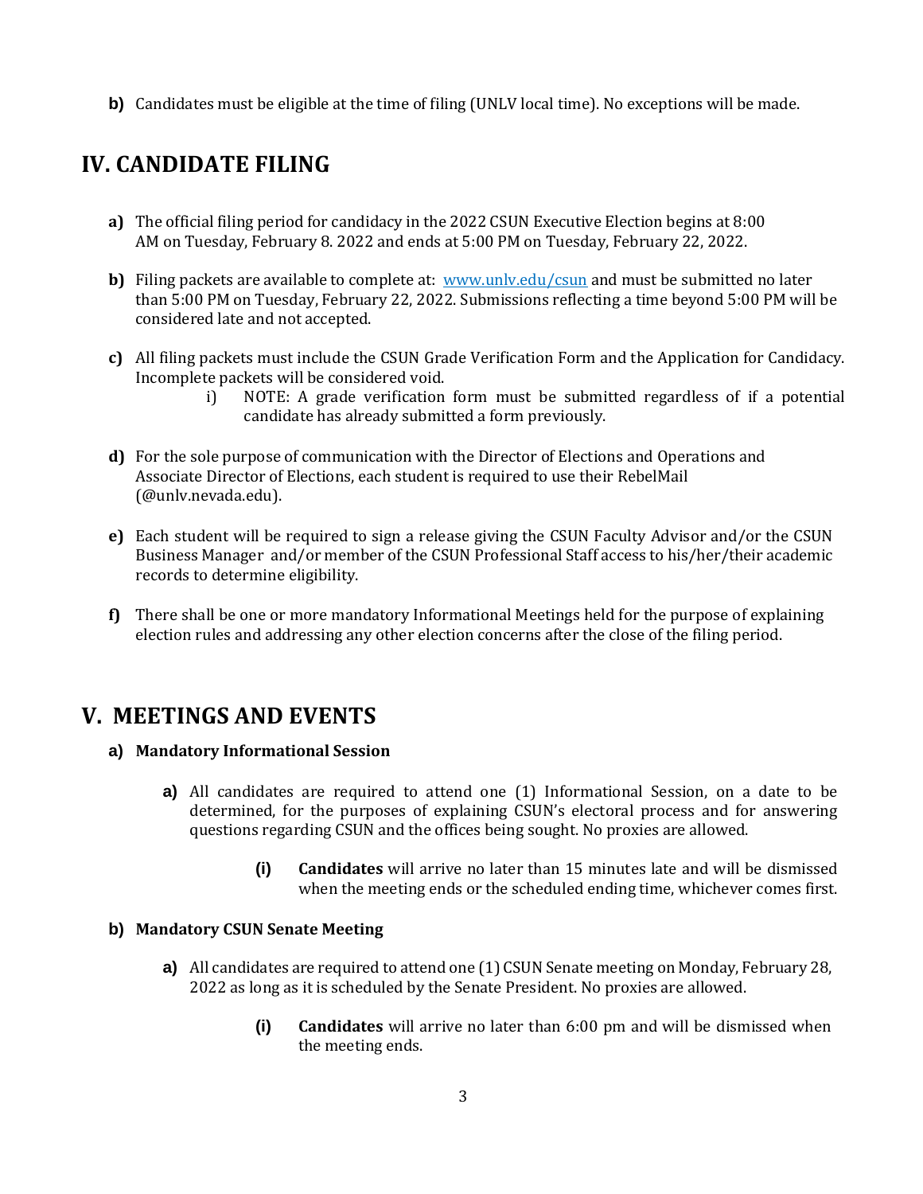**b)** Candidates must be eligible at the time of filing (UNLV local time). No exceptions will be made.

## IV. CANDIDATE FILING

**a)** The official filing period for candidacy in the 2022 CSUN Executive Election begins at 8:00 AM on Tuesday, February 8. 2022 and ends at 5:00 PM on Tuesday, February 22, 2022.

**b)** Filing packets are available to complete at: [www.unlv.edu/csun](www.unlv.edu/csun) and must be submitted no later than 5:00 PM on Tuesday, February 22, 2022. Submissions reflecting a time beyond 5:00 PM will be considered late and not accepted.

**c)** All filing packets must include the CSUN Grade Verification Form and the Application for Candidacy. Incomplete packets will be considered void.

- i) NOTE: A grade verification form must be submitted regardless of if a potential candidate has already submitted a form previously.

**d)** For the sole purpose of communication with the Director of Elections and Operations and Associate Director of Elections, each student is required to use their RebelMail (@unlv.nevada.edu).

**e)** Each student will be required to sign a release giving the CSUN Faculty Advisor and/or the CSUN Business Manager and/or member of the CSUN Professional Staff access to his/her/their academic records to determine eligibility.

**f)** There shall be one or more mandatory Informational Meetings held for the purpose of explaining election rules and addressing any other election concerns after the close of the filing period.

## V. MEETINGS AND EVENTS

**a) Mandatory Informational Session**

- **a)** All candidates are required to attend one (1) Informational Session, on a date to be determined, for the purposes of explaining CSUN's electoral process and for answering questions regarding CSUN and the offices being sought. No proxies are allowed.
  - **(i)** **Candidates** will arrive no later than 15 minutes late and will be dismissed when the meeting ends or the scheduled ending time, whichever comes first.

**b) Mandatory CSUN Senate Meeting**

- **a)** All candidates are required to attend one (1) CSUN Senate meeting on Monday, February 28, 2022 as long as it is scheduled by the Senate President. No proxies are allowed.
  - **(i)** **Candidates** will arrive no later than 6:00 pm and will be dismissed when the meeting ends.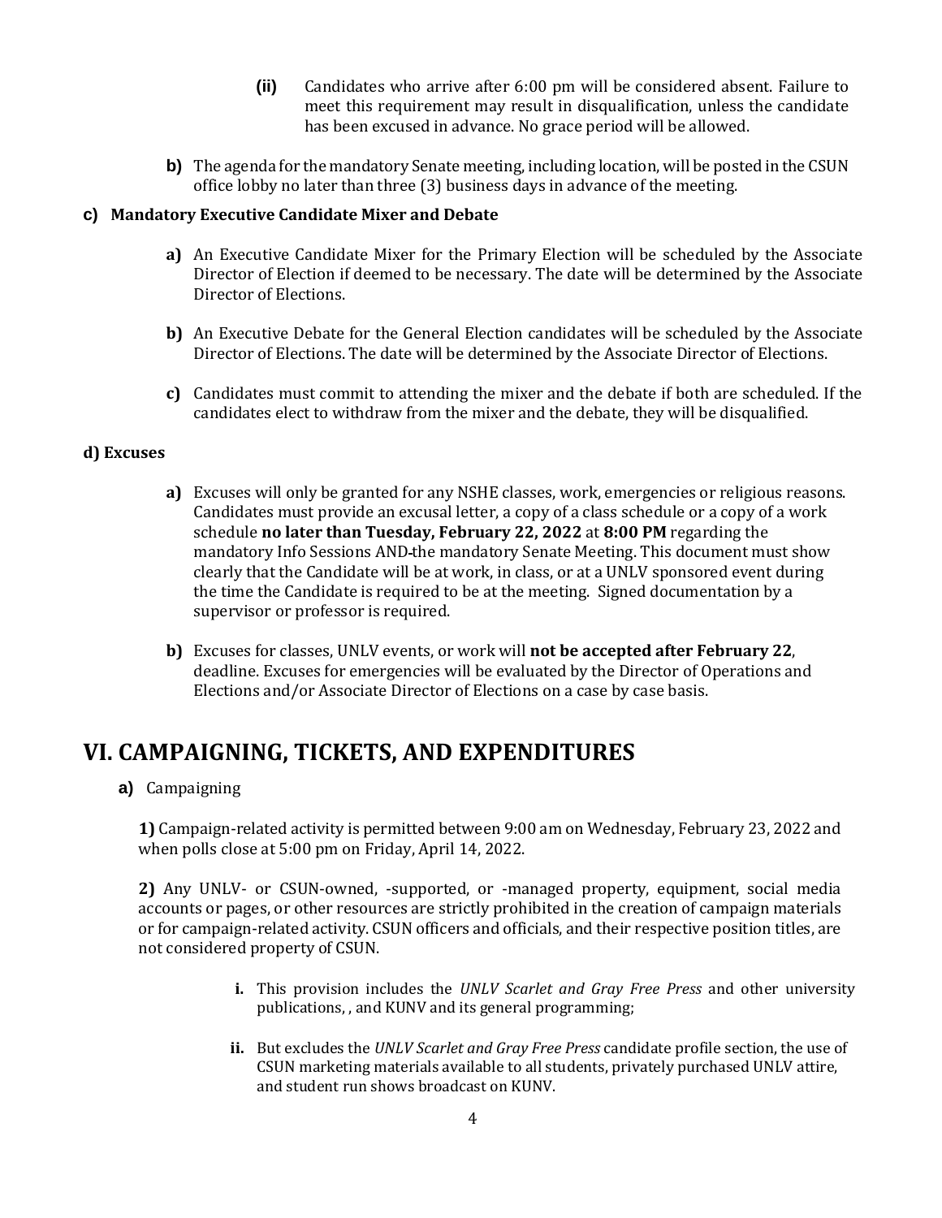**(ii)** Candidates who arrive after 6:00 pm will be considered absent. Failure to meet this requirement may result in disqualification, unless the candidate has been excused in advance. No grace period will be allowed.

**b)** The agenda for the mandatory Senate meeting, including location, will be posted in the CSUN office lobby no later than three (3) business days in advance of the meeting.

**c) Mandatory Executive Candidate Mixer and Debate**

**a)** An Executive Candidate Mixer for the Primary Election will be scheduled by the Associate Director of Election if deemed to be necessary. The date will be determined by the Associate Director of Elections.

**b)** An Executive Debate for the General Election candidates will be scheduled by the Associate Director of Elections. The date will be determined by the Associate Director of Elections.

**c)** Candidates must commit to attending the mixer and the debate if both are scheduled. If the candidates elect to withdraw from the mixer and the debate, they will be disqualified.

**d) Excuses**

**a)** Excuses will only be granted for any NSHE classes, work, emergencies or religious reasons. Candidates must provide an excusal letter, a copy of a class schedule or a copy of a work schedule **no later than Tuesday, February 22, 2022** at **8:00 PM** regarding the mandatory Info Sessions AND the mandatory Senate Meeting. This document must show clearly that the Candidate will be at work, in class, or at a UNLV sponsored event during the time the Candidate is required to be at the meeting. Signed documentation by a supervisor or professor is required.

**b)** Excuses for classes, UNLV events, or work will **not be accepted after February 22**, deadline. Excuses for emergencies will be evaluated by the Director of Operations and Elections and/or Associate Director of Elections on a case by case basis.

# VI. CAMPAIGNING, TICKETS, AND EXPENDITURES

**a)** Campaigning

**1)** Campaign-related activity is permitted between 9:00 am on Wednesday, February 23, 2022 and when polls close at 5:00 pm on Friday, April 14, 2022.

**2)** Any UNLV- or CSUN-owned, -supported, or -managed property, equipment, social media accounts or pages, or other resources are strictly prohibited in the creation of campaign materials or for campaign-related activity. CSUN officers and officials, and their respective position titles, are not considered property of CSUN.

**i.** This provision includes the *UNLV Scarlet and Gray Free Press* and other university publications, , and KUNV and its general programming;

**ii.** But excludes the *UNLV Scarlet and Gray Free Press* candidate profile section, the use of CSUN marketing materials available to all students, privately purchased UNLV attire, and student run shows broadcast on KUNV.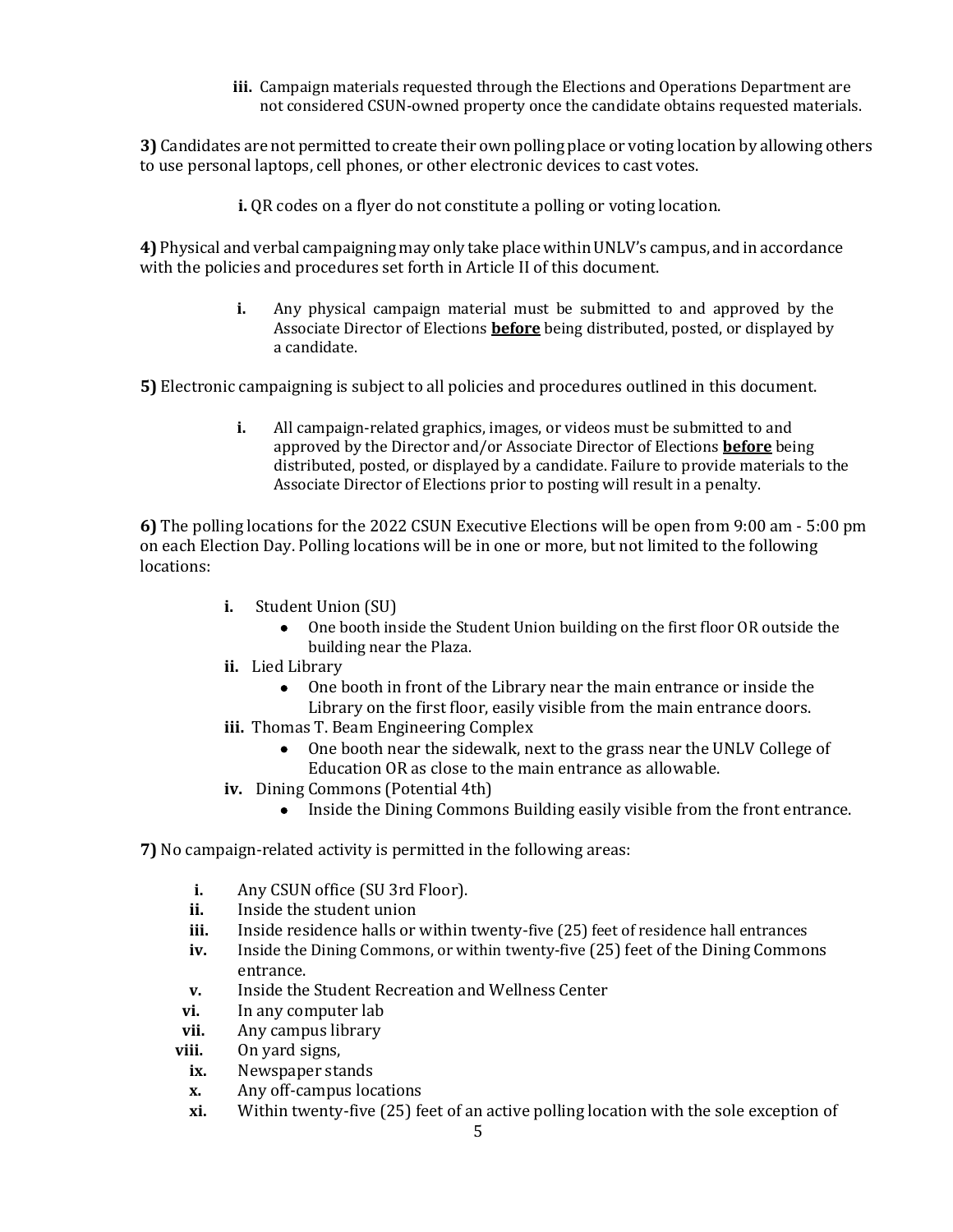iii. Campaign materials requested through the Elections and Operations Department are not considered CSUN-owned property once the candidate obtains requested materials.

**3)** Candidates are not permitted to create their own polling place or voting location by allowing others to use personal laptops, cell phones, or other electronic devices to cast votes.

**i.** QR codes on a flyer do not constitute a polling or voting location.

**4)** Physical and verbal campaigning may only take place within UNLV's campus, and in accordance with the policies and procedures set forth in Article II of this document.

**i.** Any physical campaign material must be submitted to and approved by the Associate Director of Elections **before** being distributed, posted, or displayed by a candidate.

**5)** Electronic campaigning is subject to all policies and procedures outlined in this document.

**i.** All campaign-related graphics, images, or videos must be submitted to and approved by the Director and/or Associate Director of Elections **before** being distributed, posted, or displayed by a candidate. Failure to provide materials to the Associate Director of Elections prior to posting will result in a penalty.

**6)** The polling locations for the 2022 CSUN Executive Elections will be open from 9:00 am - 5:00 pm on each Election Day. Polling locations will be in one or more, but not limited to the following locations:

**i.** Student Union (SU)
- One booth inside the Student Union building on the first floor OR outside the building near the Plaza.

**ii.** Lied Library
- One booth in front of the Library near the main entrance or inside the Library on the first floor, easily visible from the main entrance doors.

**iii.** Thomas T. Beam Engineering Complex
- One booth near the sidewalk, next to the grass near the UNLV College of Education OR as close to the main entrance as allowable.

**iv.** Dining Commons (Potential 4th)
- Inside the Dining Commons Building easily visible from the front entrance.

**7)** No campaign-related activity is permitted in the following areas:

**i.** Any CSUN office (SU 3rd Floor).
**ii.** Inside the student union
**iii.** Inside residence halls or within twenty-five (25) feet of residence hall entrances
**iv.** Inside the Dining Commons, or within twenty-five (25) feet of the Dining Commons entrance.
**v.** Inside the Student Recreation and Wellness Center
**vi.** In any computer lab
**vii.** Any campus library
**viii.** On yard signs,
**ix.** Newspaper stands
**x.** Any off-campus locations
**xi.** Within twenty-five (25) feet of an active polling location with the sole exception of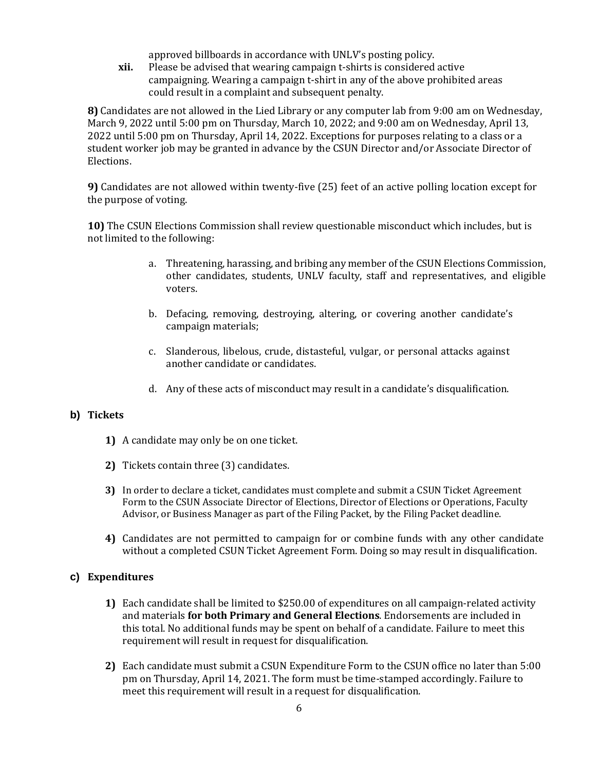approved billboards in accordance with UNLV's posting policy.

**xii.** Please be advised that wearing campaign t-shirts is considered active campaigning. Wearing a campaign t-shirt in any of the above prohibited areas could result in a complaint and subsequent penalty.

**8)** Candidates are not allowed in the Lied Library or any computer lab from 9:00 am on Wednesday, March 9, 2022 until 5:00 pm on Thursday, March 10, 2022; and 9:00 am on Wednesday, April 13, 2022 until 5:00 pm on Thursday, April 14, 2022. Exceptions for purposes relating to a class or a student worker job may be granted in advance by the CSUN Director and/or Associate Director of Elections.

**9)** Candidates are not allowed within twenty-five (25) feet of an active polling location except for the purpose of voting.

**10)** The CSUN Elections Commission shall review questionable misconduct which includes, but is not limited to the following:

a. Threatening, harassing, and bribing any member of the CSUN Elections Commission, other candidates, students, UNLV faculty, staff and representatives, and eligible voters.

b. Defacing, removing, destroying, altering, or covering another candidate's campaign materials;

c. Slanderous, libelous, crude, distasteful, vulgar, or personal attacks against another candidate or candidates.

d. Any of these acts of misconduct may result in a candidate's disqualification.

### b) Tickets

**1)** A candidate may only be on one ticket.

**2)** Tickets contain three (3) candidates.

**3)** In order to declare a ticket, candidates must complete and submit a CSUN Ticket Agreement Form to the CSUN Associate Director of Elections, Director of Elections or Operations, Faculty Advisor, or Business Manager as part of the Filing Packet, by the Filing Packet deadline.

**4)** Candidates are not permitted to campaign for or combine funds with any other candidate without a completed CSUN Ticket Agreement Form. Doing so may result in disqualification.

### c) Expenditures

**1)** Each candidate shall be limited to $250.00 of expenditures on all campaign-related activity and materials **for both Primary and General Elections**. Endorsements are included in this total. No additional funds may be spent on behalf of a candidate. Failure to meet this requirement will result in request for disqualification.

**2)** Each candidate must submit a CSUN Expenditure Form to the CSUN office no later than 5:00 pm on Thursday, April 14, 2021. The form must be time-stamped accordingly. Failure to meet this requirement will result in a request for disqualification.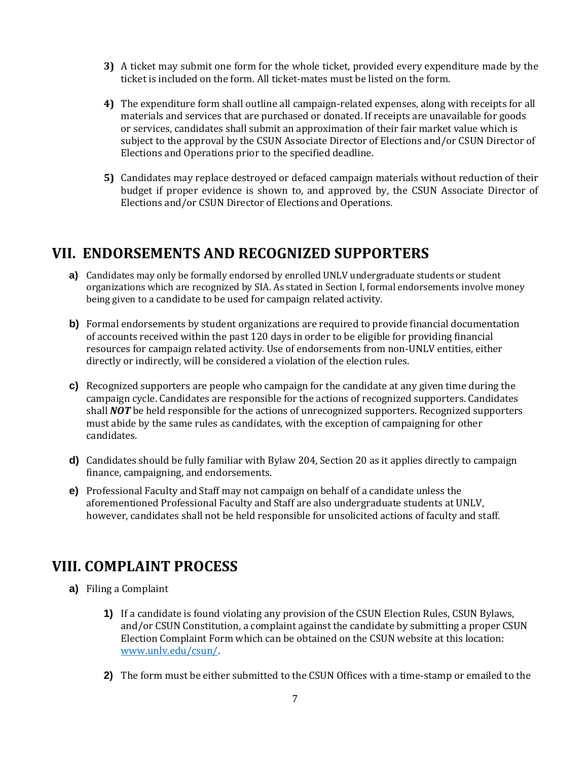3) A ticket may submit one form for the whole ticket, provided every expenditure made by the ticket is included on the form. All ticket-mates must be listed on the form.

4) The expenditure form shall outline all campaign-related expenses, along with receipts for all materials and services that are purchased or donated. If receipts are unavailable for goods or services, candidates shall submit an approximation of their fair market value which is subject to the approval by the CSUN Associate Director of Elections and/or CSUN Director of Elections and Operations prior to the specified deadline.

5) Candidates may replace destroyed or defaced campaign materials without reduction of their budget if proper evidence is shown to, and approved by, the CSUN Associate Director of Elections and/or CSUN Director of Elections and Operations.

## VII. ENDORSEMENTS AND RECOGNIZED SUPPORTERS

**a)** Candidates may only be formally endorsed by enrolled UNLV undergraduate students or student organizations which are recognized by SIA. As stated in Section I, formal endorsements involve money being given to a candidate to be used for campaign related activity.

**b)** Formal endorsements by student organizations are required to provide financial documentation of accounts received within the past 120 days in order to be eligible for providing financial resources for campaign related activity. Use of endorsements from non-UNLV entities, either directly or indirectly, will be considered a violation of the election rules.

**c)** Recognized supporters are people who campaign for the candidate at any given time during the campaign cycle. Candidates are responsible for the actions of recognized supporters. Candidates shall ***NOT*** be held responsible for the actions of unrecognized supporters. Recognized supporters must abide by the same rules as candidates, with the exception of campaigning for other candidates.

**d)** Candidates should be fully familiar with Bylaw 204, Section 20 as it applies directly to campaign finance, campaigning, and endorsements.

**e)** Professional Faculty and Staff may not campaign on behalf of a candidate unless the aforementioned Professional Faculty and Staff are also undergraduate students at UNLV, however, candidates shall not be held responsible for unsolicited actions of faculty and staff.

## VIII. COMPLAINT PROCESS

**a)** Filing a Complaint

1) If a candidate is found violating any provision of the CSUN Election Rules, CSUN Bylaws, and/or CSUN Constitution, a complaint against the candidate by submitting a proper CSUN Election Complaint Form which can be obtained on the CSUN website at this location: [www.unlv.edu/csun/](www.unlv.edu/csun/).

2) The form must be either submitted to the CSUN Offices with a time-stamp or emailed to the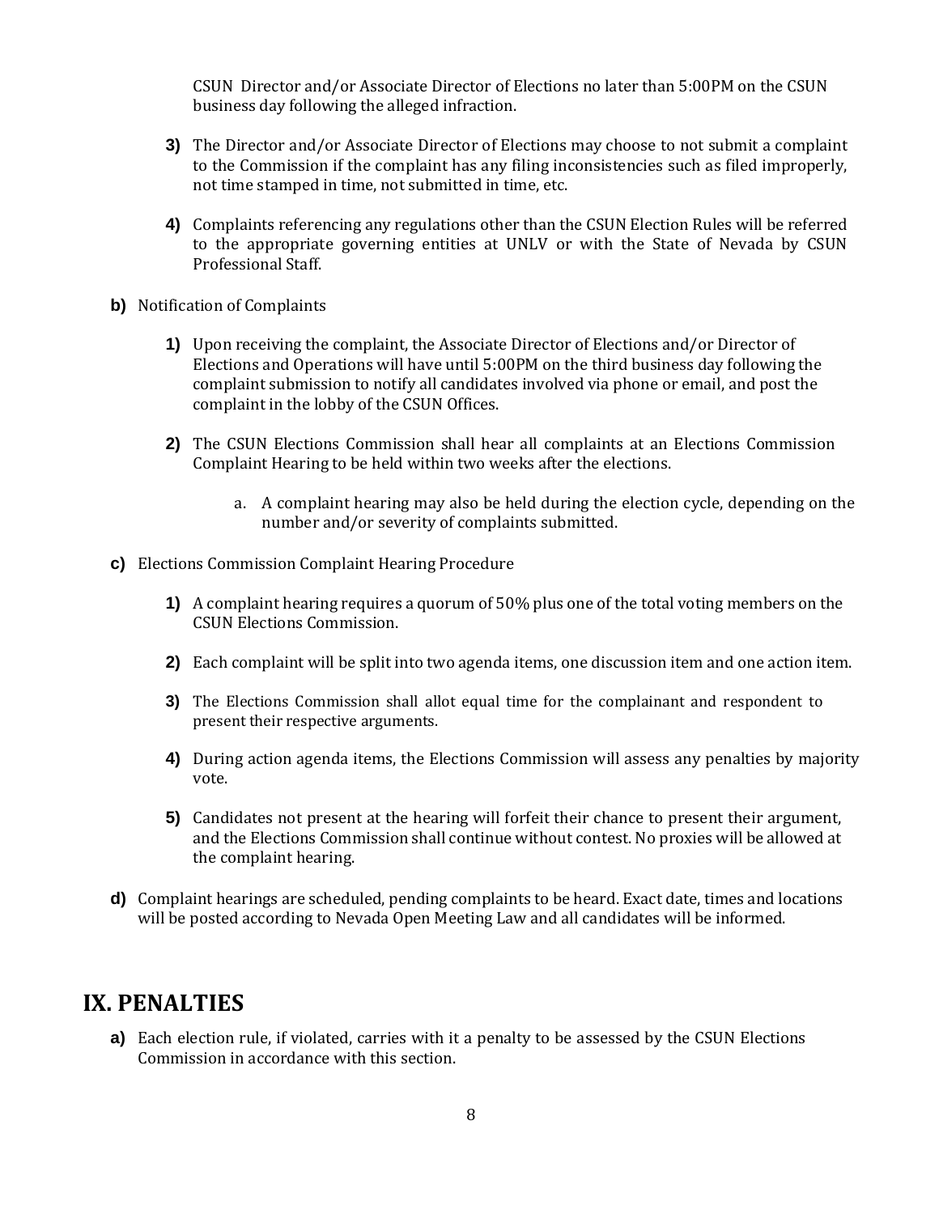CSUN Director and/or Associate Director of Elections no later than 5:00PM on the CSUN business day following the alleged infraction.

3) The Director and/or Associate Director of Elections may choose to not submit a complaint to the Commission if the complaint has any filing inconsistencies such as filed improperly, not time stamped in time, not submitted in time, etc.

4) Complaints referencing any regulations other than the CSUN Election Rules will be referred to the appropriate governing entities at UNLV or with the State of Nevada by CSUN Professional Staff.

**b)** Notification of Complaints

1) Upon receiving the complaint, the Associate Director of Elections and/or Director of Elections and Operations will have until 5:00PM on the third business day following the complaint submission to notify all candidates involved via phone or email, and post the complaint in the lobby of the CSUN Offices.

2) The CSUN Elections Commission shall hear all complaints at an Elections Commission Complaint Hearing to be held within two weeks after the elections.

   a. A complaint hearing may also be held during the election cycle, depending on the number and/or severity of complaints submitted.

**c)** Elections Commission Complaint Hearing Procedure

1) A complaint hearing requires a quorum of 50% plus one of the total voting members on the CSUN Elections Commission.

2) Each complaint will be split into two agenda items, one discussion item and one action item.

3) The Elections Commission shall allot equal time for the complainant and respondent to present their respective arguments.

4) During action agenda items, the Elections Commission will assess any penalties by majority vote.

5) Candidates not present at the hearing will forfeit their chance to present their argument, and the Elections Commission shall continue without contest. No proxies will be allowed at the complaint hearing.

**d)** Complaint hearings are scheduled, pending complaints to be heard. Exact date, times and locations will be posted according to Nevada Open Meeting Law and all candidates will be informed.

# IX. PENALTIES

**a)** Each election rule, if violated, carries with it a penalty to be assessed by the CSUN Elections Commission in accordance with this section.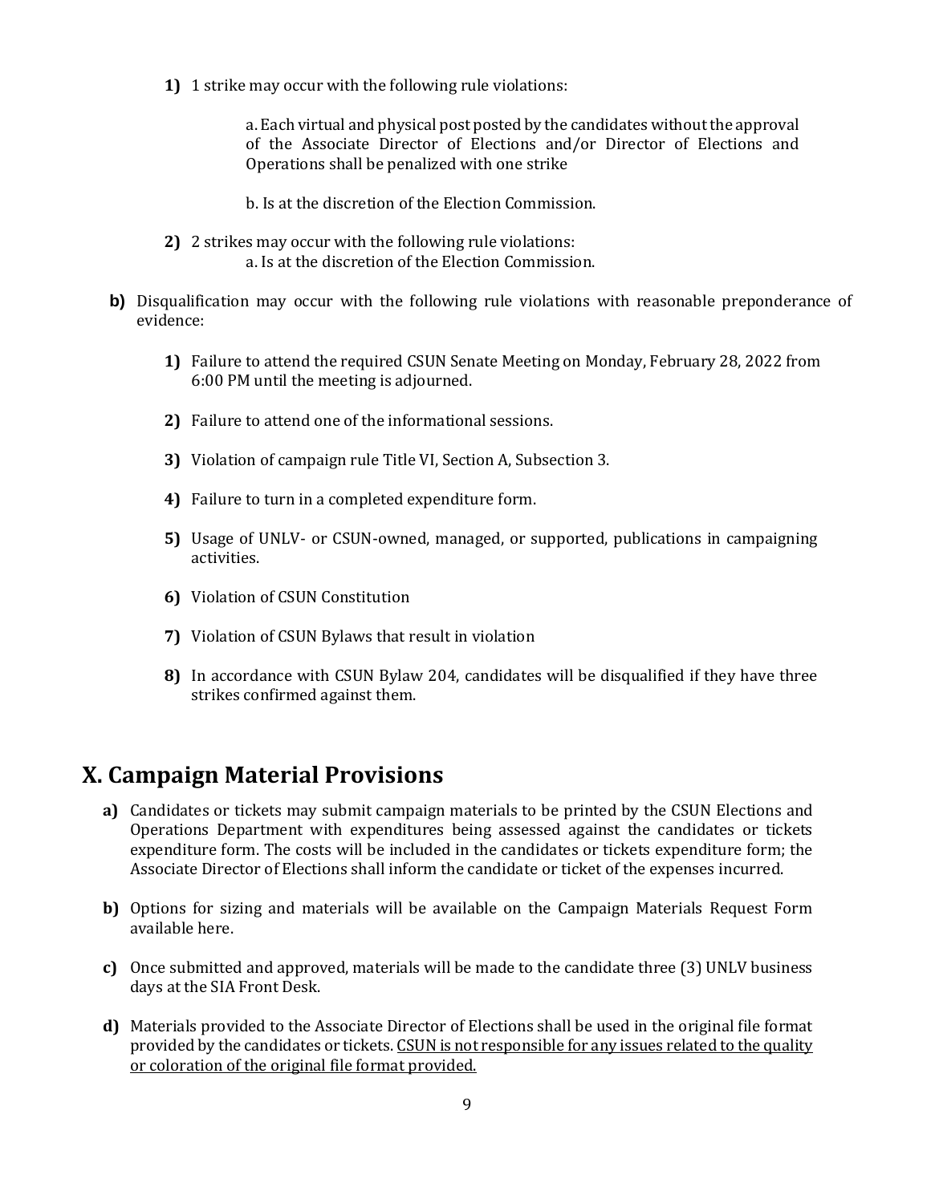1) 1 strike may occur with the following rule violations:

   a. Each virtual and physical post posted by the candidates without the approval of the Associate Director of Elections and/or Director of Elections and Operations shall be penalized with one strike

   b. Is at the discretion of the Election Commission.

2) 2 strikes may occur with the following rule violations:

   a. Is at the discretion of the Election Commission.

**b)** Disqualification may occur with the following rule violations with reasonable preponderance of evidence:

1) Failure to attend the required CSUN Senate Meeting on Monday, February 28, 2022 from 6:00 PM until the meeting is adjourned.

2) Failure to attend one of the informational sessions.

3) Violation of campaign rule Title VI, Section A, Subsection 3.

4) Failure to turn in a completed expenditure form.

5) Usage of UNLV- or CSUN-owned, managed, or supported, publications in campaigning activities.

6) Violation of CSUN Constitution

7) Violation of CSUN Bylaws that result in violation

8) In accordance with CSUN Bylaw 204, candidates will be disqualified if they have three strikes confirmed against them.

## X. Campaign Material Provisions

**a)** Candidates or tickets may submit campaign materials to be printed by the CSUN Elections and Operations Department with expenditures being assessed against the candidates or tickets expenditure form. The costs will be included in the candidates or tickets expenditure form; the Associate Director of Elections shall inform the candidate or ticket of the expenses incurred.

**b)** Options for sizing and materials will be available on the Campaign Materials Request Form available here.

**c)** Once submitted and approved, materials will be made to the candidate three (3) UNLV business days at the SIA Front Desk.

**d)** Materials provided to the Associate Director of Elections shall be used in the original file format provided by the candidates or tickets. <u>CSUN is not responsible for any issues related to the quality or coloration of the original file format provided.</u>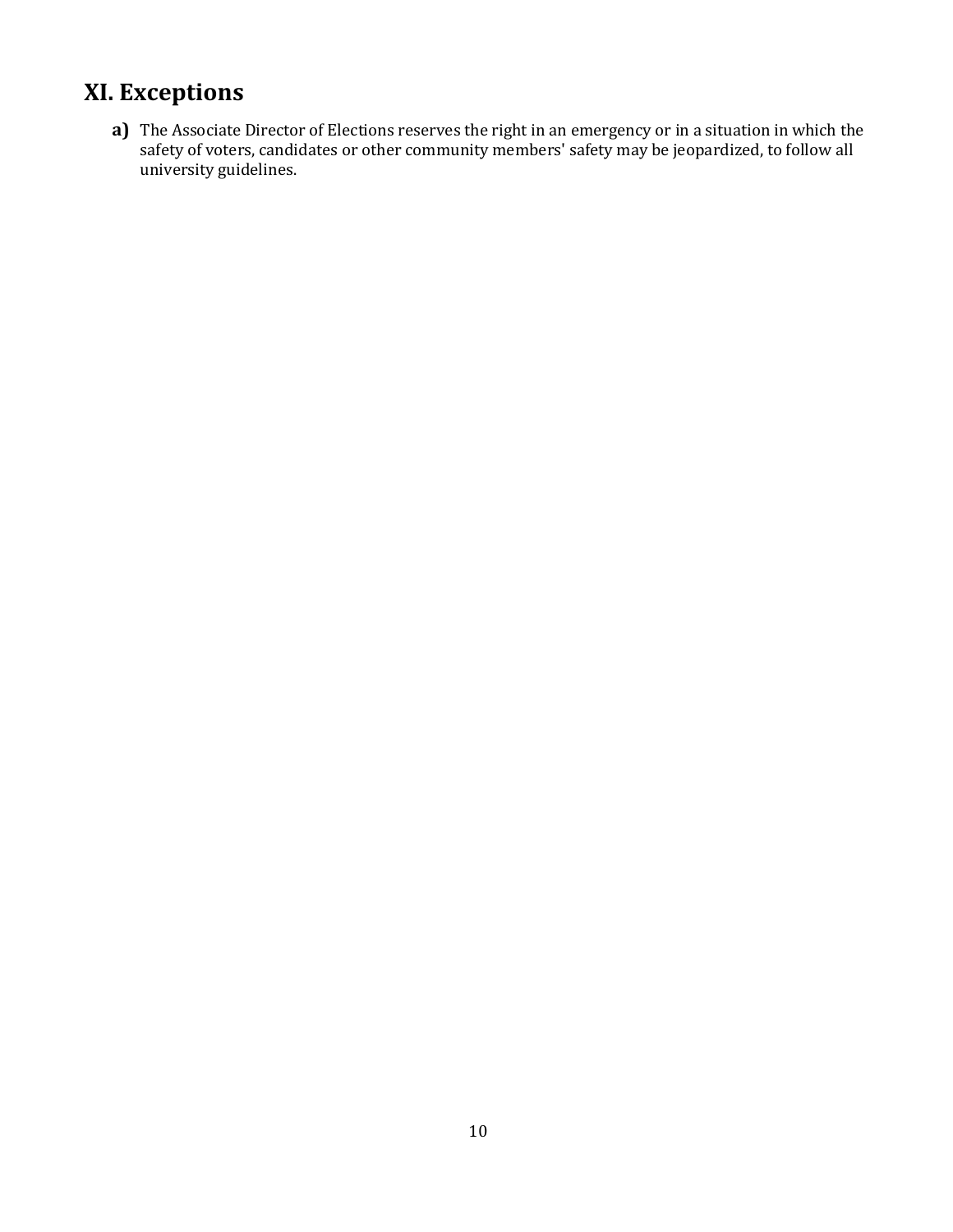## XI. Exceptions

**a)** The Associate Director of Elections reserves the right in an emergency or in a situation in which the safety of voters, candidates or other community members' safety may be jeopardized, to follow all university guidelines.